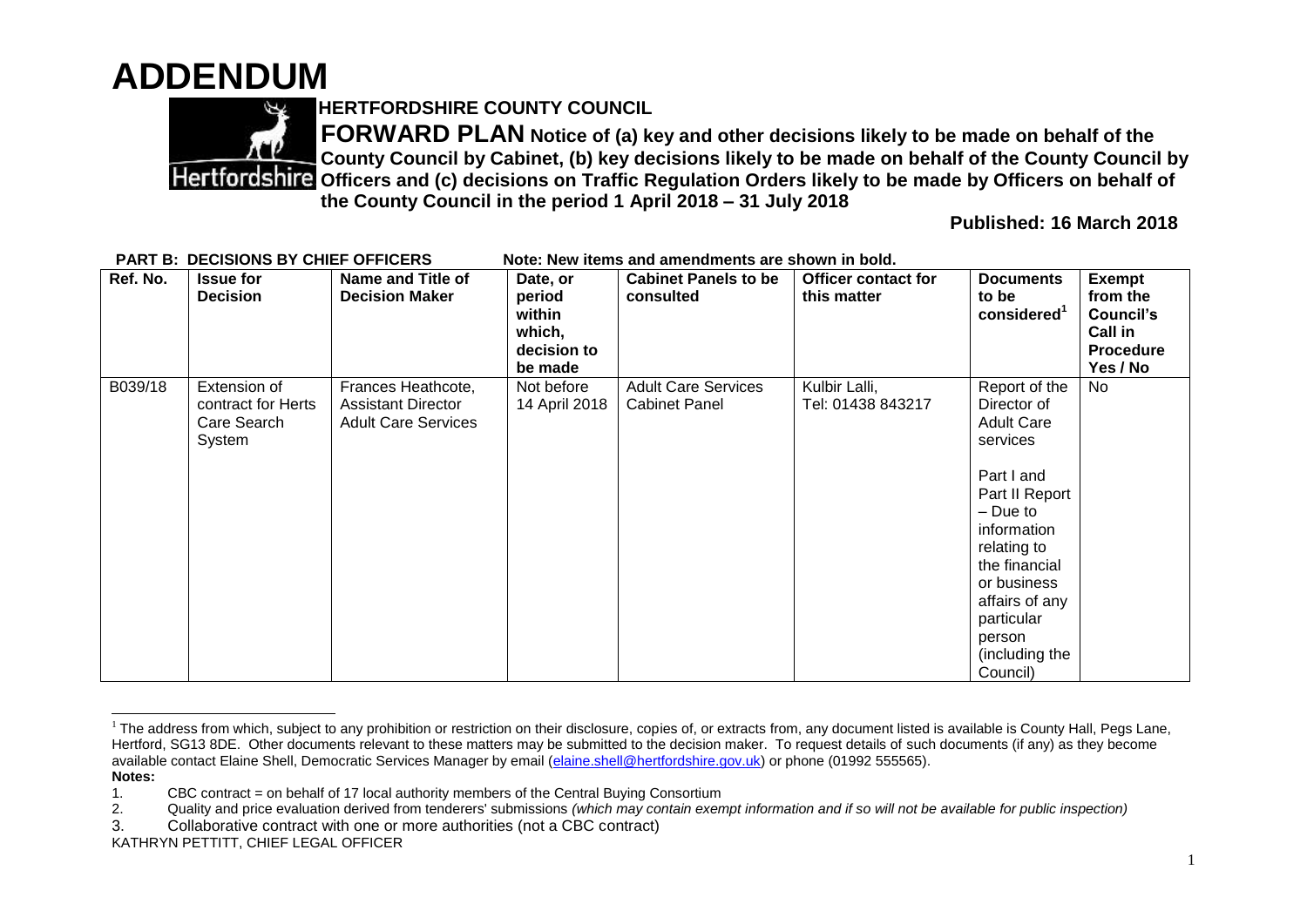# ADDENDUM

## HERTFORDSHIRE COUNTY COUNCIL

**FORWARD PLAN Notice of (a) key and other decisions likely to be made on behalf of the County Council by Cabinet, (b) key decisions likely to be made on behalf of the County Council by Officers and (c) decisions on Traffic Regulation Orders likely to be made by Officers on behalf of the County Council in the period 1 April 2018 – 31 July 2018**

**Published: 16 March 2018**

**PART B: DECISIONS BY CHIEF OFFICERS** **Note: New items and amendments are shown in bold.**

| Ref. No. | Issue for Decision | Name and Title of Decision Maker | Date, or period within which, decision to be made | Cabinet Panels to be consulted | Officer contact for this matter | Documents to be considered[1] | Exempt from the Council's Call in Procedure Yes / No |
|---|---|---|---|---|---|---|---|
| B039/18 | Extension of contract for Herts Care Search System | Frances Heathcote, Assistant Director Adult Care Services | Not before 14 April 2018 | Adult Care Services Cabinet Panel | Kulbir Lalli, Tel: 01438 843217 | Report of the Director of Adult Care services<br><br>Part I and Part II Report – Due to information relating to the financial or business affairs of any particular person (including the Council) | No |

[1] The address from which, subject to any prohibition or restriction on their disclosure, copies of, or extracts from, any document listed is available is County Hall, Pegs Lane, Hertford, SG13 8DE. Other documents relevant to these matters may be submitted to the decision maker. To request details of such documents (if any) as they become available contact Elaine Shell, Democratic Services Manager by email (elaine.shell@hertfordshire.gov.uk) or phone (01992 555565).

**Notes:**

1. CBC contract = on behalf of 17 local authority members of the Central Buying Consortium
2. Quality and price evaluation derived from tenderers' submissions *(which may contain exempt information and if so will not be available for public inspection)*
3. Collaborative contract with one or more authorities (not a CBC contract)

KATHRYN PETTITT, CHIEF LEGAL OFFICER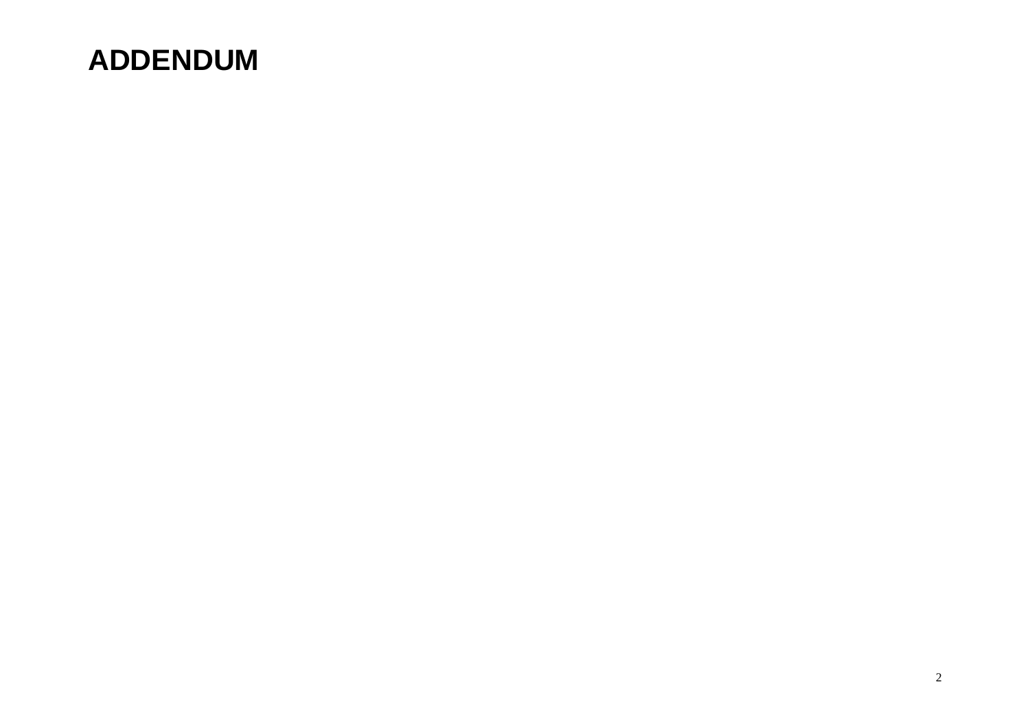# ADDENDUM